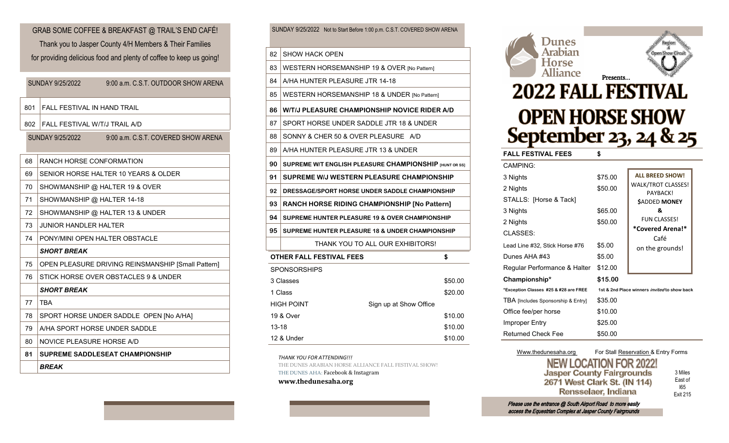GRAB SOME COFFEE & BREAKFAST @ TRAIL'S END CAFÉ!

Thank you to Jasper County 4/H Members & Their Families for providing delicious food and plenty of coffee to keep us going!

| SUNDAY 9/25/2022 | 9:00 a.m. C.S.T. OUTDOOR SHOW ARENA |
|---|---|
| 801 | FALL FESTIVAL IN HAND TRAIL |
| 802 | FALL FESTIVAL W/T/J TRAIL A/D |

| SUNDAY 9/25/2022 | 9:00 a.m. C.S.T. COVERED SHOW ARENA |
|---|---|
| 68 | RANCH HORSE CONFORMATION |
| 69 | SENIOR HORSE HALTER 10 YEARS & OLDER |
| 70 | SHOWMANSHIP @ HALTER 19 & OVER |
| 71 | SHOWMANSHIP @ HALTER 14-18 |
| 72 | SHOWMANSHIP @ HALTER 13 & UNDER |
| 73 | JUNIOR HANDLER HALTER |
| 74 | PONY/MINI OPEN HALTER OBSTACLE |
| | ***SHORT BREAK*** |
| 75 | OPEN PLEASURE DRIVING REINSMANSHIP [Small Pattern] |
| 76 | STICK HORSE OVER OBSTACLES 9 & UNDER |
| | ***SHORT BREAK*** |
| 77 | TBA |
| 78 | SPORT HORSE UNDER SADDLE OPEN [No A/HA] |
| 79 | A/HA SPORT HORSE UNDER SADDLE |
| 80 | NOVICE PLEASURE HORSE A/D |
| **81** | **SUPREME SADDLESEAT CHAMPIONSHIP** |
| | ***BREAK*** |

| SUNDAY 9/25/2022 | Not to Start Before 1:00 p.m. C.S.T. COVERED SHOW ARENA |
|---|---|
| 82 | SHOW HACK OPEN |
| 83 | WESTERN HORSEMANSHIP 19 & OVER [No Pattern] |
| 84 | A/HA HUNTER PLEASURE JTR 14-18 |
| 85 | WESTERN HORSEMANSHIP 18 & UNDER [No Pattern] |
| **86** | **W/T/J PLEASURE CHAMPIONSHIP NOVICE RIDER A/D** |
| 87 | SPORT HORSE UNDER SADDLE JTR 18 & UNDER |
| 88 | SONNY & CHER 50 & OVER PLEASURE A/D |
| 89 | A/HA HUNTER PLEASURE JTR 13 & UNDER |
| **90** | **SUPREME W/T ENGLISH PLEASURE CHAMPIONSHIP [HUNT OR SS]** |
| **91** | **SUPREME W/J WESTERN PLEASURE CHAMPIONSHIP** |
| **92** | **DRESSAGE/SPORT HORSE UNDER SADDLE CHAMPIONSHIP** |
| **93** | **RANCH HORSE RIDING CHAMPIONSHIP [No Pattern]** |
| **94** | **SUPREME HUNTER PLEASURE 19 & OVER CHAMPIONSHIP** |
| **95** | **SUPREME HUNTER PLEASURE 18 & UNDER CHAMPIONSHIP** |
| | THANK YOU TO ALL OUR EXHIBITORS! |

| OTHER FALL FESTIVAL FEES | | $ |
|---|---|---|
| SPONSORSHIPS | | |
| 3 Classes | | $50.00 |
| 1 Class | | $20.00 |
| HIGH POINT | Sign up at Show Office | |
| 19 & Over | | $10.00 |
| 13-18 | | $10.00 |
| 12 & Under | | $10.00 |

*THANK YOU FOR ATTENDING!!!*

THE DUNES ARABIAN HORSE ALLIANCE FALL FESTIVAL SHOW!

THE DUNES AHA: Facebook & Instagram

**www.thedunesaha.org**

Dunes Arabian Horse Alliance

Region 4 Open Show Circuit

Presents...

# 2022 FALL FESTIVAL OPEN HORSE SHOW

## September 23, 24 & 25

| FALL FESTIVAL FEES | $ |
|---|---|
| CAMPING: | |
| 3 Nights | $75.00 |
| 2 Nights | $50.00 |
| STALLS: [Horse & Tack] | |
| 3 Nights | $65.00 |
| 2 Nights | $50.00 |
| CLASSES: | |
| Lead Line #32, Stick Horse #76 | $5.00 |
| Dunes AHA #43 | $5.00 |
| Regular Performance & Halter | $12.00 |
| **Championship*** | **$15.00** |
| *Exception Classes #25 & #28 are FREE | 1st & 2nd Place winners *invited* to show back |
| TBA [Includes Sponsorship & Entry] | $35.00 |
| Office fee/per horse | $10.00 |
| Improper Entry | $25.00 |
| Returned Check Fee | $50.00 |

**ALL BREED SHOW!**
WALK/TROT CLASSES!
PAYBACK!
**$ADDED MONEY**
**&**
FUN CLASSES!
***Covered Arena!***
Café
on the grounds!

Www.thedunesaha.org — For Stall Reservation & Entry Forms

**NEW LOCATION FOR 2022!**

**Jasper County Fairgrounds**
**2671 West Clark St. (IN 114)**
**Rensselaer, Indiana**

3 Miles East of I65 Exit 215

*Please use the entrance @ South Airport Road to more easily access the Equestrian Complex at Jasper County Fairgrounds*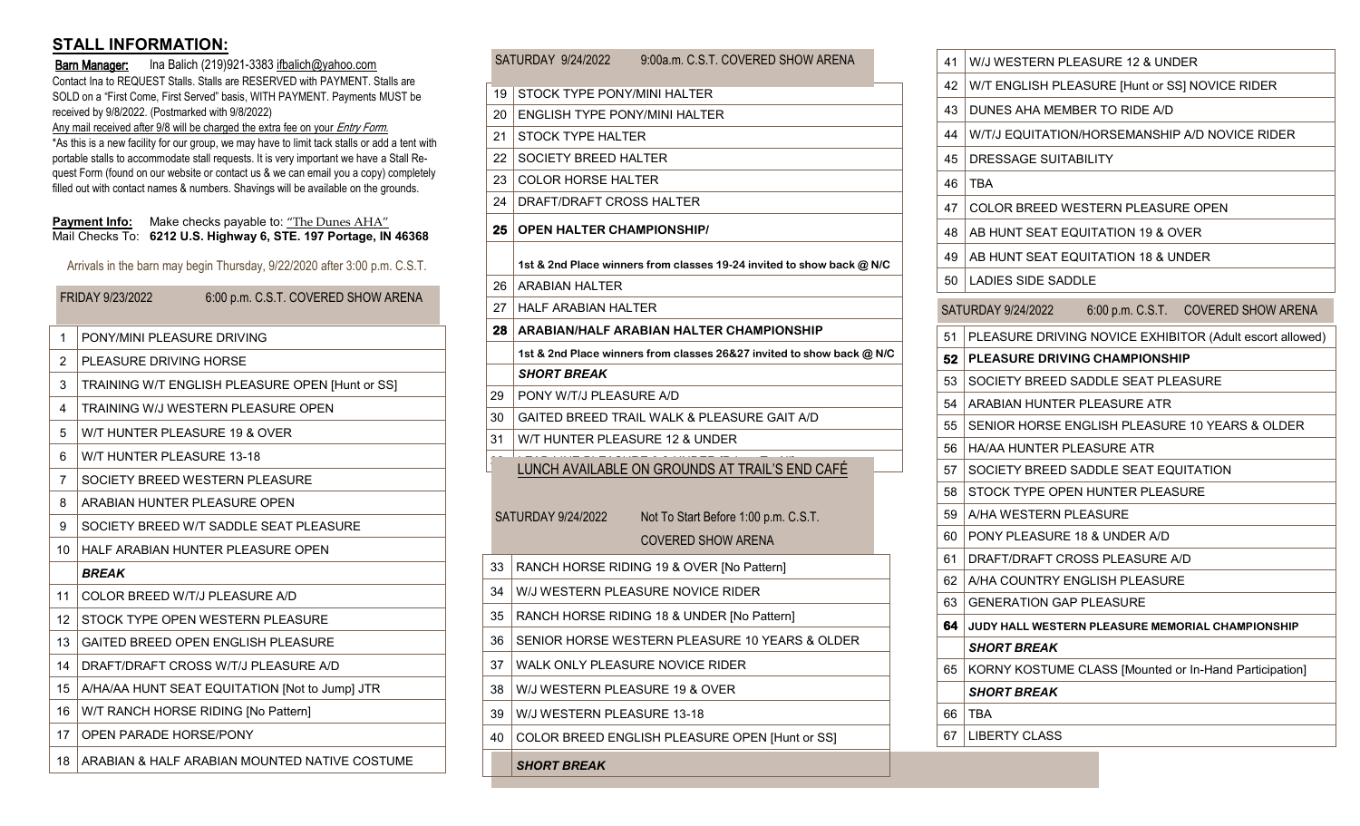## STALL INFORMATION:

**Barn Manager:** Ina Balich (219)921-3383 ifbalich@yahoo.com

Contact Ina to REQUEST Stalls. Stalls are RESERVED with PAYMENT. Stalls are SOLD on a "First Come, First Served" basis, WITH PAYMENT. Payments MUST be received by 9/8/2022. (Postmarked with 9/8/2022)

Any mail received after 9/8 will be charged the extra fee on your *Entry Form.*

*As this is a new facility for our group, we may have to limit tack stalls or add a tent with portable stalls to accommodate stall requests. It is very important we have a Stall Request Form (found on our website or contact us & we can email you a copy) completely filled out with contact names & numbers. Shavings will be available on the grounds.

**Payment Info:** Make checks payable to: "The Dunes AHA"
Mail Checks To: **6212 U.S. Highway 6, STE. 197 Portage, IN 46368**

Arrivals in the barn may begin Thursday, 9/22/2020 after 3:00 p.m. C.S.T.

FRIDAY 9/23/2022 6:00 p.m. C.S.T. COVERED SHOW ARENA

| | |
|---|---|
| 1 | PONY/MINI PLEASURE DRIVING |
| 2 | PLEASURE DRIVING HORSE |
| 3 | TRAINING W/T ENGLISH PLEASURE OPEN [Hunt or SS] |
| 4 | TRAINING W/J WESTERN PLEASURE OPEN |
| 5 | W/T HUNTER PLEASURE 19 & OVER |
| 6 | W/T HUNTER PLEASURE 13-18 |
| 7 | SOCIETY BREED WESTERN PLEASURE |
| 8 | ARABIAN HUNTER PLEASURE OPEN |
| 9 | SOCIETY BREED W/T SADDLE SEAT PLEASURE |
| 10 | HALF ARABIAN HUNTER PLEASURE OPEN |
| | ***BREAK*** |
| 11 | COLOR BREED W/T/J PLEASURE A/D |
| 12 | STOCK TYPE OPEN WESTERN PLEASURE |
| 13 | GAITED BREED OPEN ENGLISH PLEASURE |
| 14 | DRAFT/DRAFT CROSS W/T/J PLEASURE A/D |
| 15 | A/HA/AA HUNT SEAT EQUITATION [Not to Jump] JTR |
| 16 | W/T RANCH HORSE RIDING [No Pattern] |
| 17 | OPEN PARADE HORSE/PONY |
| 18 | ARABIAN & HALF ARABIAN MOUNTED NATIVE COSTUME |

SATURDAY 9/24/2022 9:00a.m. C.S.T. COVERED SHOW ARENA

| | |
|---|---|
| 19 | STOCK TYPE PONY/MINI HALTER |
| 20 | ENGLISH TYPE PONY/MINI HALTER |
| 21 | STOCK TYPE HALTER |
| 22 | SOCIETY BREED HALTER |
| 23 | COLOR HORSE HALTER |
| 24 | DRAFT/DRAFT CROSS HALTER |
| **25** | **OPEN HALTER CHAMPIONSHIP/** |
| | **1st & 2nd Place winners from classes 19-24 invited to show back @ N/C** |
| 26 | ARABIAN HALTER |
| 27 | HALF ARABIAN HALTER |
| **28** | **ARABIAN/HALF ARABIAN HALTER CHAMPIONSHIP** |
| | **1st & 2nd Place winners from classes 26&27 invited to show back @ N/C** |
| | ***SHORT BREAK*** |
| 29 | PONY W/T/J PLEASURE A/D |
| 30 | GAITED BREED TRAIL WALK & PLEASURE GAIT A/D |
| 31 | W/T HUNTER PLEASURE 12 & UNDER |

LUNCH AVAILABLE ON GROUNDS AT TRAIL'S END CAFÉ

SATURDAY 9/24/2022 Not To Start Before 1:00 p.m. C.S.T.
COVERED SHOW ARENA

| | |
|---|---|
| 33 | RANCH HORSE RIDING 19 & OVER [No Pattern] |
| 34 | W/J WESTERN PLEASURE NOVICE RIDER |
| 35 | RANCH HORSE RIDING 18 & UNDER [No Pattern] |
| 36 | SENIOR HORSE WESTERN PLEASURE 10 YEARS & OLDER |
| 37 | WALK ONLY PLEASURE NOVICE RIDER |
| 38 | W/J WESTERN PLEASURE 19 & OVER |
| 39 | W/J WESTERN PLEASURE 13-18 |
| 40 | COLOR BREED ENGLISH PLEASURE OPEN [Hunt or SS] |
| | ***SHORT BREAK*** |
| 41 | W/J WESTERN PLEASURE 12 & UNDER |
| 42 | W/T ENGLISH PLEASURE [Hunt or SS] NOVICE RIDER |
| 43 | DUNES AHA MEMBER TO RIDE A/D |
| 44 | W/T/J EQUITATION/HORSEMANSHIP A/D NOVICE RIDER |
| 45 | DRESSAGE SUITABILITY |
| 46 | TBA |
| 47 | COLOR BREED WESTERN PLEASURE OPEN |
| 48 | AB HUNT SEAT EQUITATION 19 & OVER |
| 49 | AB HUNT SEAT EQUITATION 18 & UNDER |
| 50 | LADIES SIDE SADDLE |

SATURDAY 9/24/2022 6:00 p.m. C.S.T. COVERED SHOW ARENA

| | |
|---|---|
| 51 | PLEASURE DRIVING NOVICE EXHIBITOR (Adult escort allowed) |
| **52** | **PLEASURE DRIVING CHAMPIONSHIP** |
| 53 | SOCIETY BREED SADDLE SEAT PLEASURE |
| 54 | ARABIAN HUNTER PLEASURE ATR |
| 55 | SENIOR HORSE ENGLISH PLEASURE 10 YEARS & OLDER |
| 56 | HA/AA HUNTER PLEASURE ATR |
| 57 | SOCIETY BREED SADDLE SEAT EQUITATION |
| 58 | STOCK TYPE OPEN HUNTER PLEASURE |
| 59 | A/HA WESTERN PLEASURE |
| 60 | PONY PLEASURE 18 & UNDER A/D |
| 61 | DRAFT/DRAFT CROSS PLEASURE A/D |
| 62 | A/HA COUNTRY ENGLISH PLEASURE |
| 63 | GENERATION GAP PLEASURE |
| **64** | **JUDY HALL WESTERN PLEASURE MEMORIAL CHAMPIONSHIP** |
| | ***SHORT BREAK*** |
| 65 | KORNY KOSTUME CLASS [Mounted or In-Hand Participation] |
| | ***SHORT BREAK*** |
| 66 | TBA |
| 67 | LIBERTY CLASS |